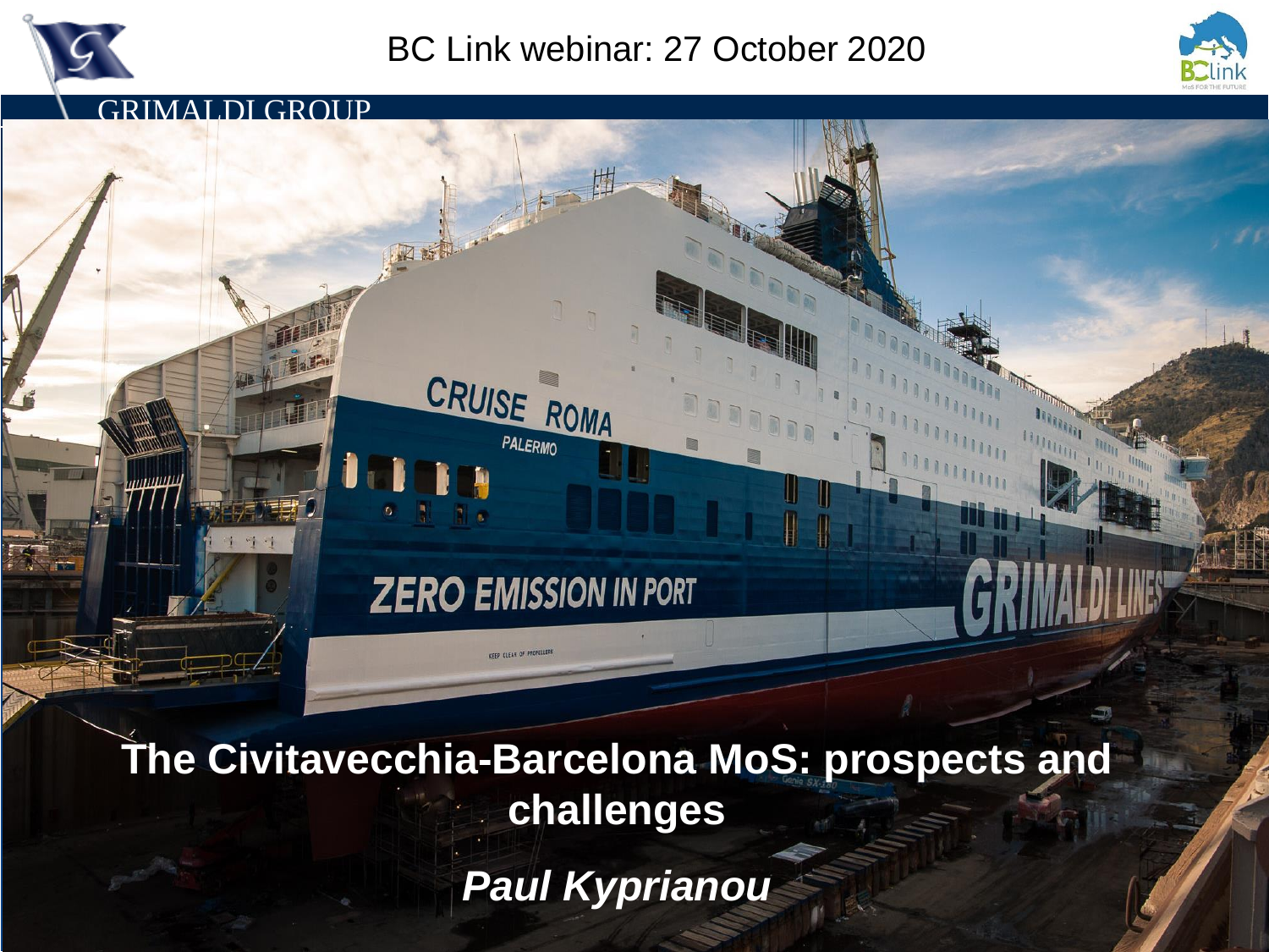BC Link webinar: 27 October 2020

GRIMALDI GROUP

# The Civitavecchia-Barcelona MoS: prospects and challenges

***Paul Kyprianou***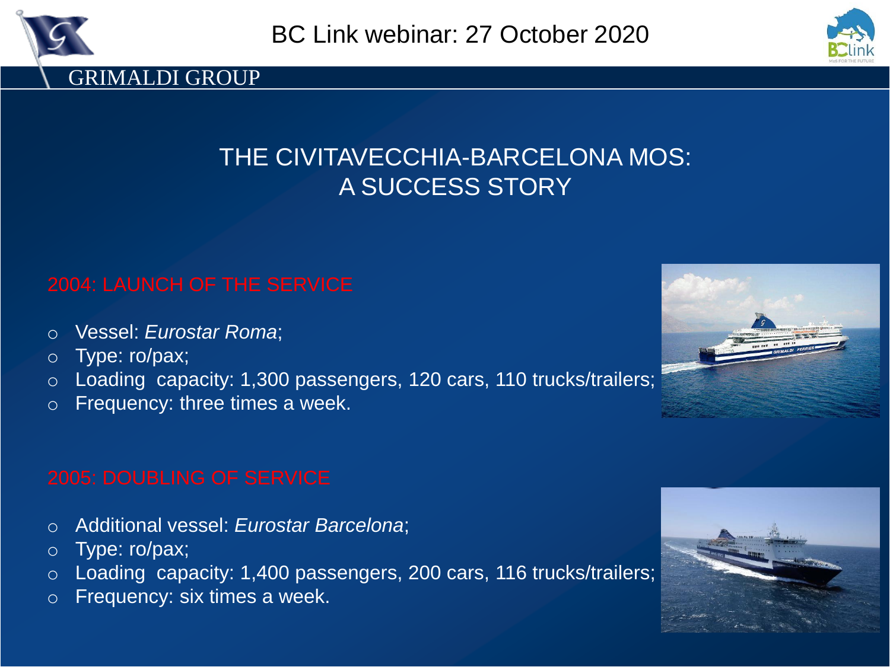# THE CIVITAVECCHIA-BARCELONA MOS: A SUCCESS STORY

## 2004: LAUNCH OF THE SERVICE

- Vessel: *Eurostar Roma*;
- Type: ro/pax;
- Loading capacity: 1,300 passengers, 120 cars, 110 trucks/trailers;
- Frequency: three times a week.

## 2005: DOUBLING OF SERVICE

- Additional vessel: *Eurostar Barcelona*;
- Type: ro/pax;
- Loading capacity: 1,400 passengers, 200 cars, 116 trucks/trailers;
- Frequency: six times a week.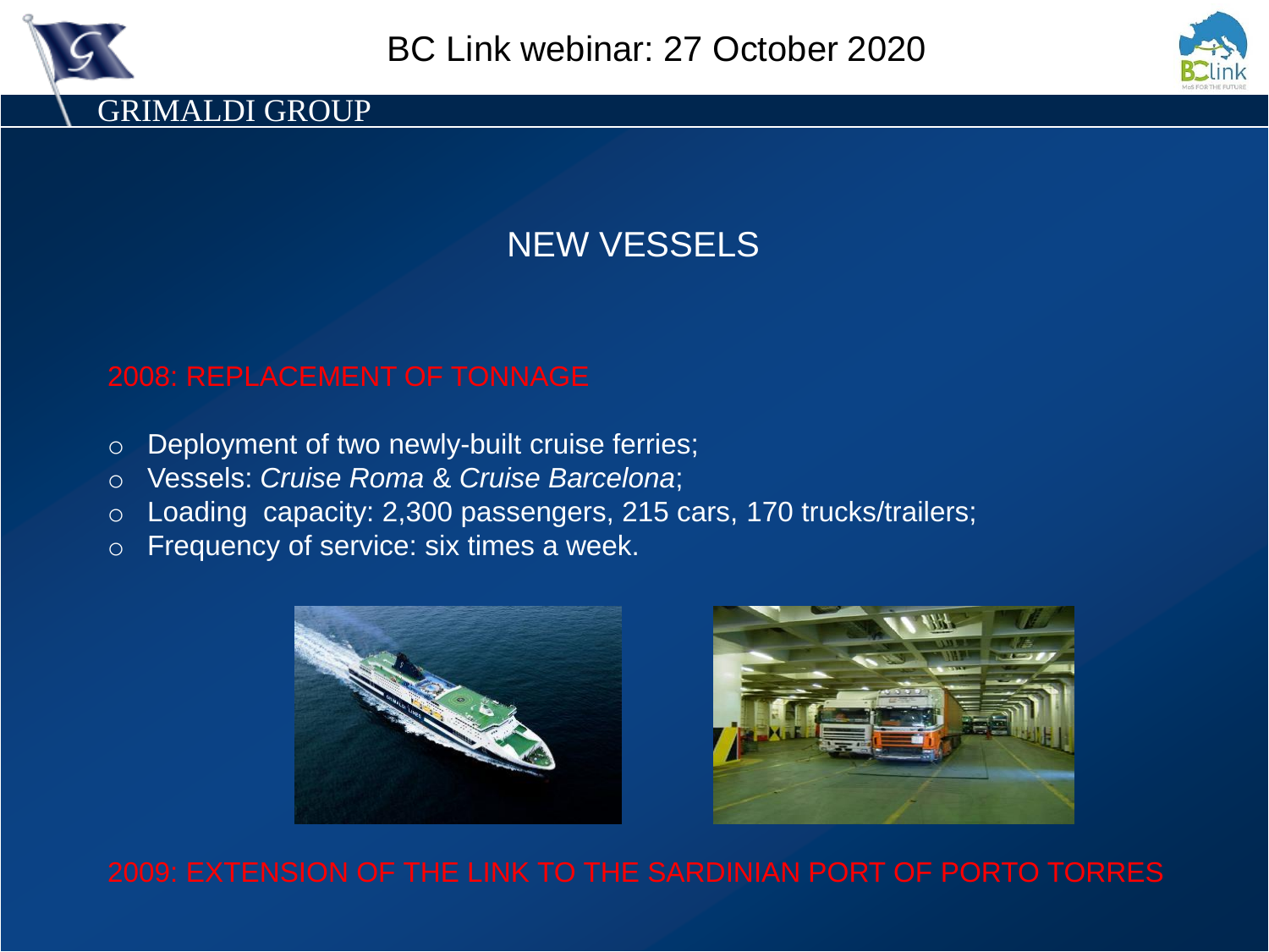## NEW VESSELS

2008: REPLACEMENT OF TONNAGE

- Deployment of two newly-built cruise ferries;
- Vessels: *Cruise Roma* & *Cruise Barcelona*;
- Loading capacity: 2,300 passengers, 215 cars, 170 trucks/trailers;
- Frequency of service: six times a week.

2009: EXTENSION OF THE LINK TO THE SARDINIAN PORT OF PORTO TORRES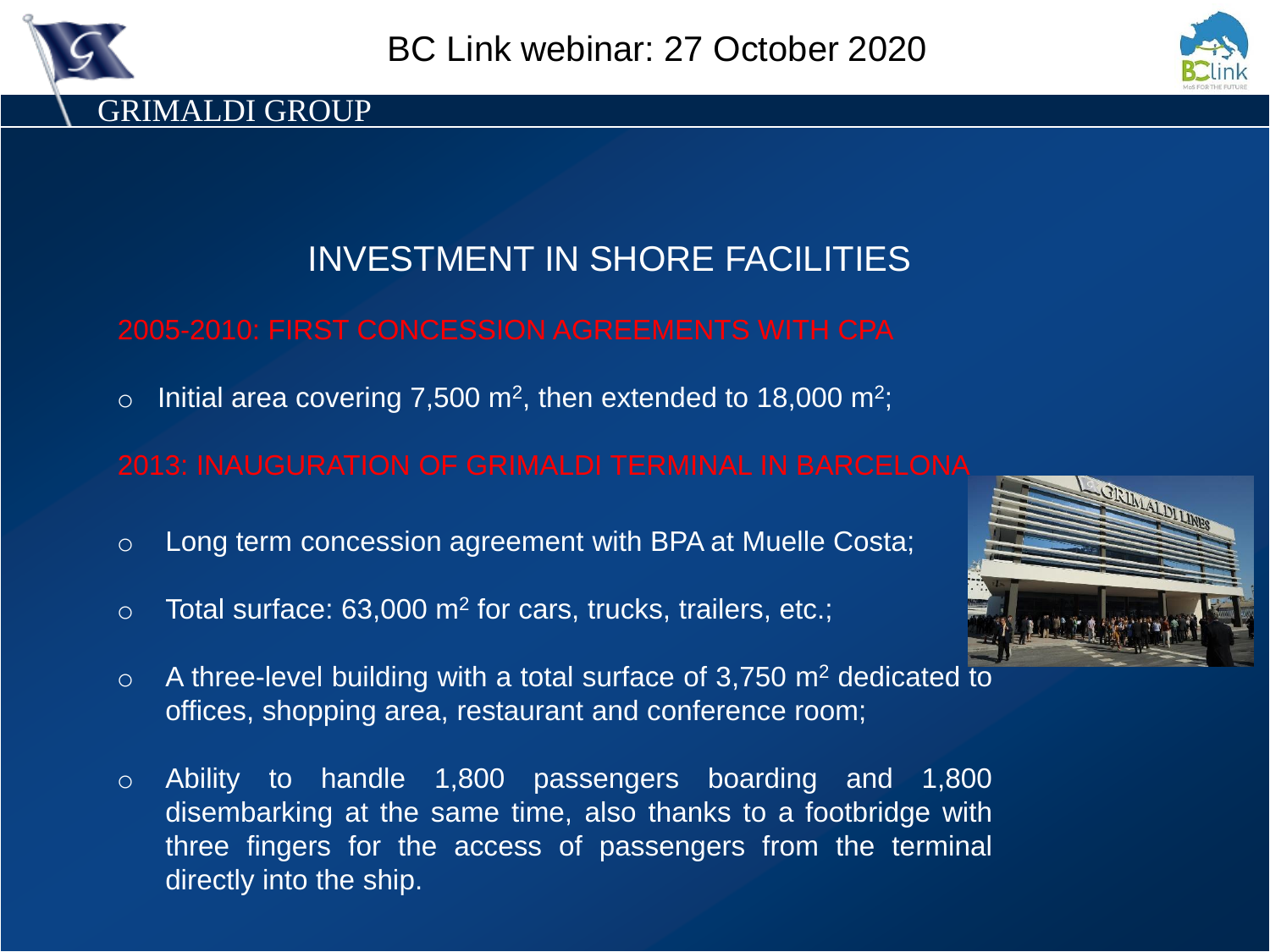## INVESTMENT IN SHORE FACILITIES

### 2005-2010: FIRST CONCESSION AGREEMENTS WITH CPA

- Initial area covering 7,500 $m^2$, then extended to 18,000 $m^2$;

### 2013: INAUGURATION OF GRIMALDI TERMINAL IN BARCELONA

- Long term concession agreement with BPA at Muelle Costa;
- Total surface: 63,000 $m^2$ for cars, trucks, trailers, etc.;
- A three-level building with a total surface of 3,750 $m^2$ dedicated to offices, shopping area, restaurant and conference room;
- Ability to handle 1,800 passengers boarding and 1,800 disembarking at the same time, also thanks to a footbridge with three fingers for the access of passengers from the terminal directly into the ship.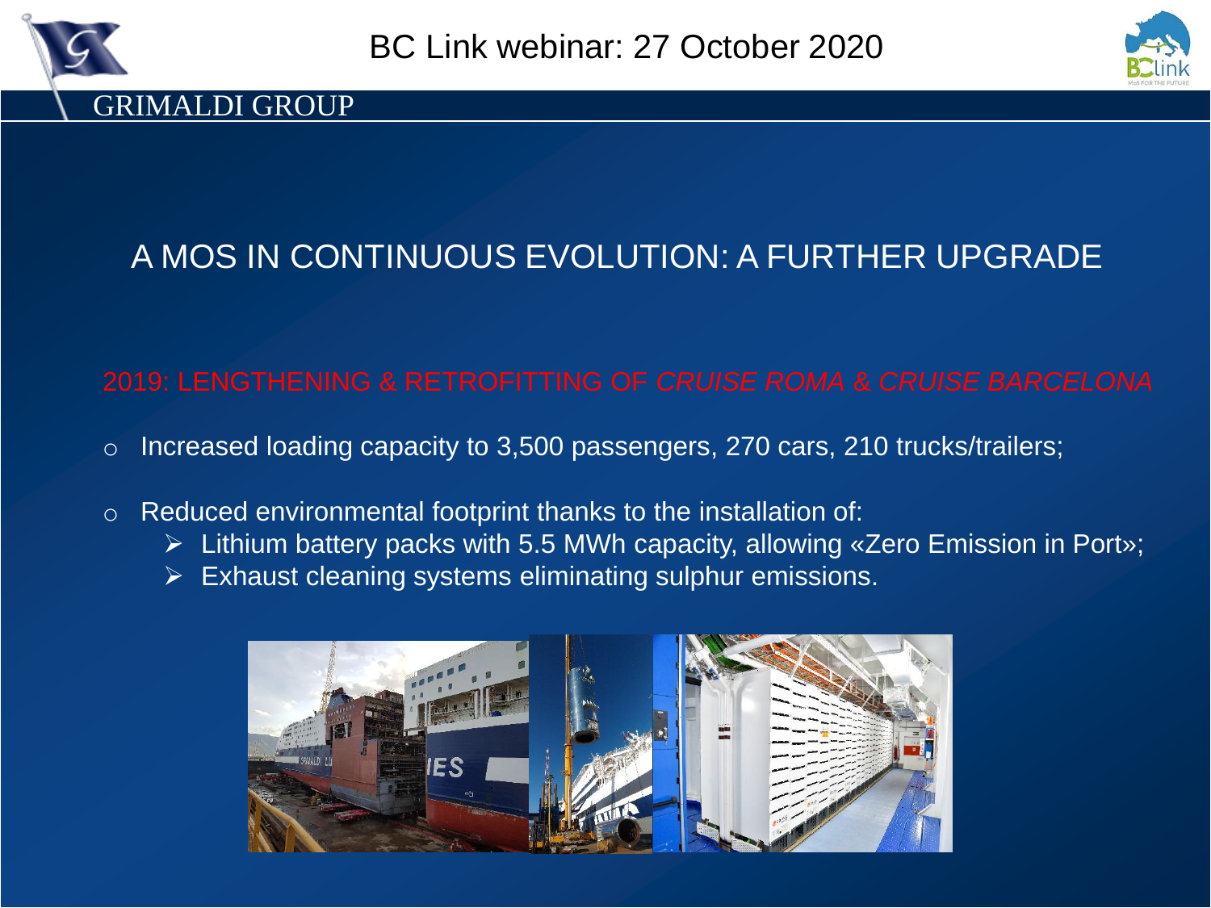## A MOS IN CONTINUOUS EVOLUTION: A FURTHER UPGRADE

### 2019: LENGTHENING & RETROFITTING OF *CRUISE ROMA & CRUISE BARCELONA*

- Increased loading capacity to 3,500 passengers, 270 cars, 210 trucks/trailers;
- Reduced environmental footprint thanks to the installation of:
  - Lithium battery packs with 5.5 MWh capacity, allowing «Zero Emission in Port»;
  - Exhaust cleaning systems eliminating sulphur emissions.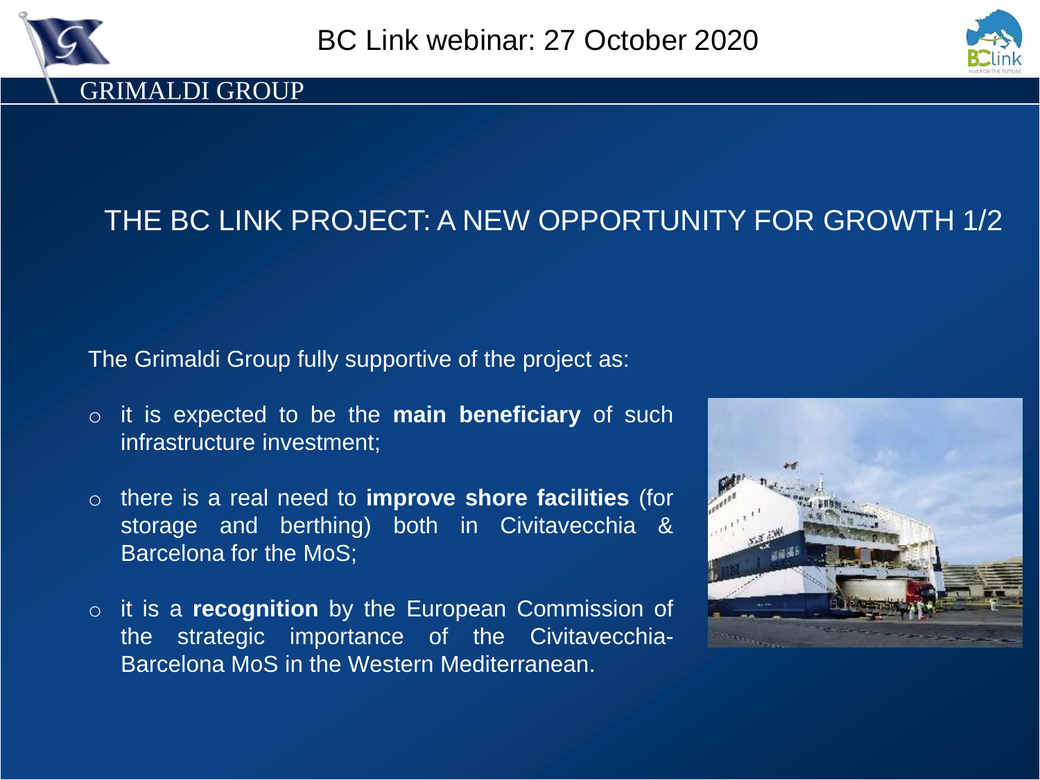# THE BC LINK PROJECT: A NEW OPPORTUNITY FOR GROWTH 1/2

The Grimaldi Group fully supportive of the project as:

- it is expected to be the **main beneficiary** of such infrastructure investment;
- there is a real need to **improve shore facilities** (for storage and berthing) both in Civitavecchia & Barcelona for the MoS;
- it is a **recognition** by the European Commission of the strategic importance of the Civitavecchia-Barcelona MoS in the Western Mediterranean.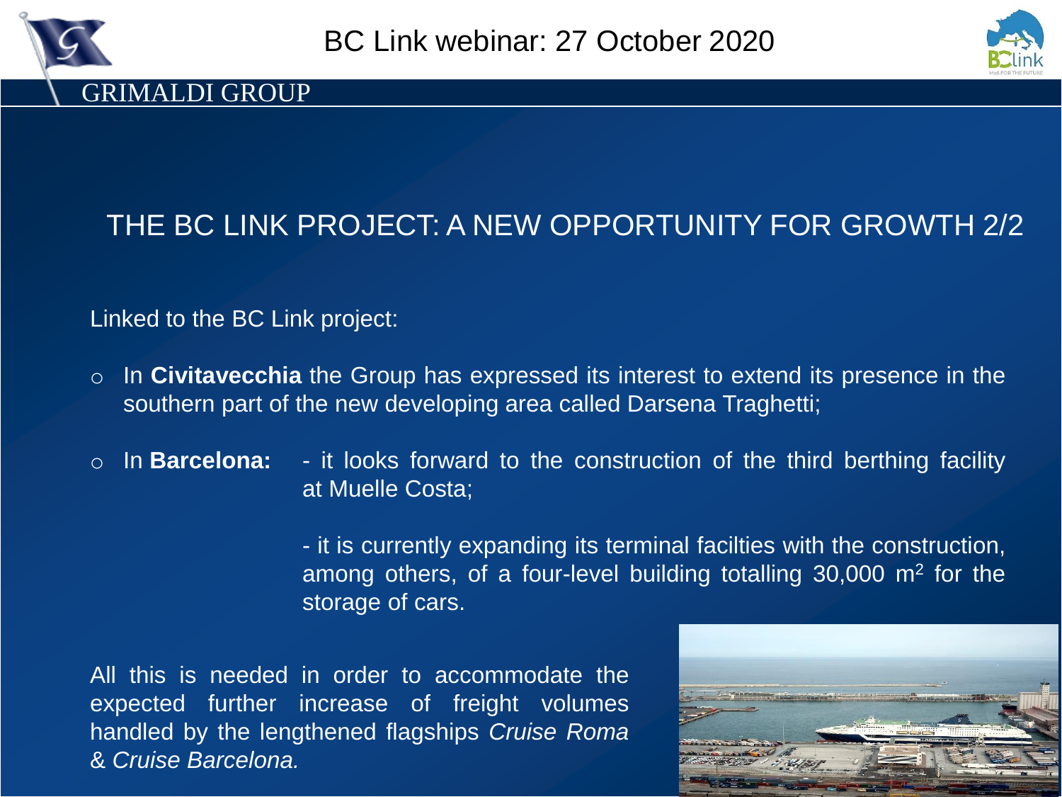# THE BC LINK PROJECT: A NEW OPPORTUNITY FOR GROWTH 2/2

Linked to the BC Link project:

- In **Civitavecchia** the Group has expressed its interest to extend its presence in the southern part of the new developing area called Darsena Traghetti;
- In **Barcelona:**
  - it looks forward to the construction of the third berthing facility at Muelle Costa;
  - it is currently expanding its terminal facilties with the construction, among others, of a four-level building totalling 30,000 $m^2$ for the storage of cars.

All this is needed in order to accommodate the expected further increase of freight volumes handled by the lengthened flagships *Cruise Roma* & *Cruise Barcelona.*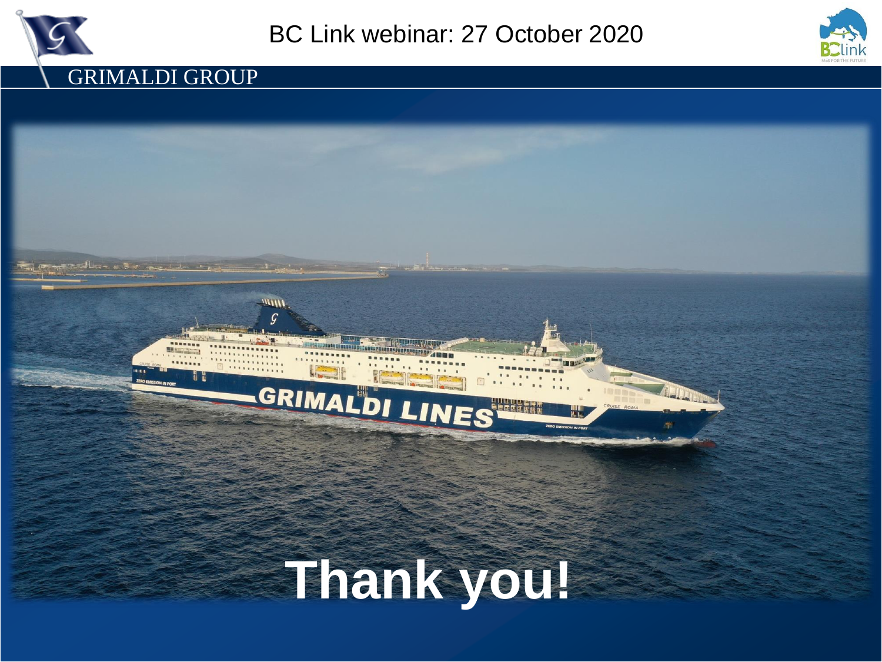BC Link webinar: 27 October 2020

GRIMALDI GROUP

# Thank you!